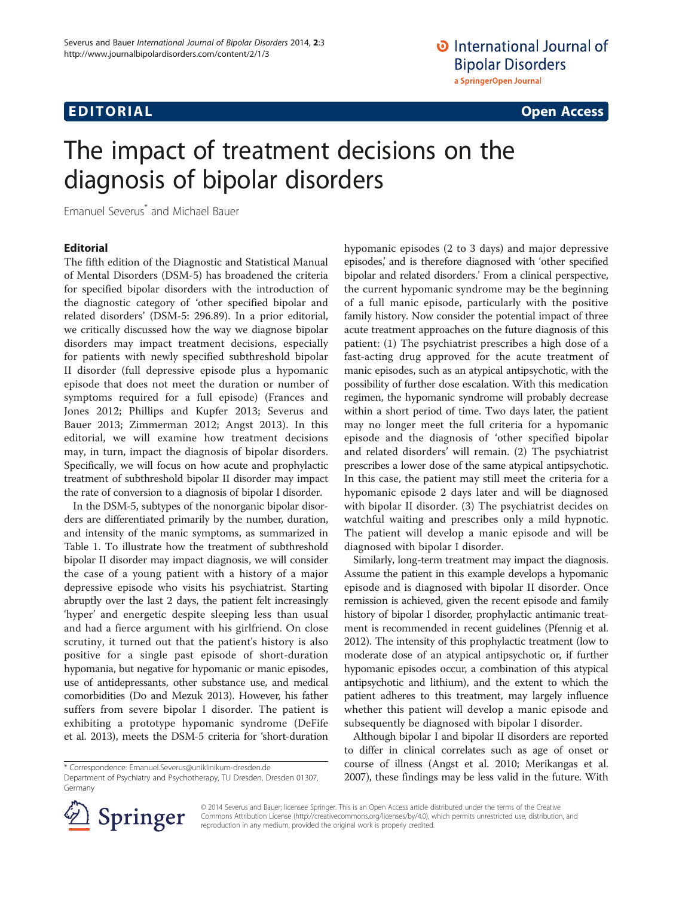**EDITORIAL** **Open Access**

# The impact of treatment decisions on the diagnosis of bipolar disorders

Emanuel Severus[*] and Michael Bauer

## Editorial

The fifth edition of the Diagnostic and Statistical Manual of Mental Disorders (DSM-5) has broadened the criteria for specified bipolar disorders with the introduction of the diagnostic category of 'other specified bipolar and related disorders' (DSM-5: 296.89). In a prior editorial, we critically discussed how the way we diagnose bipolar disorders may impact treatment decisions, especially for patients with newly specified subthreshold bipolar II disorder (full depressive episode plus a hypomanic episode that does not meet the duration or number of symptoms required for a full episode) (Frances and Jones 2012; Phillips and Kupfer 2013; Severus and Bauer 2013; Zimmerman 2012; Angst 2013). In this editorial, we will examine how treatment decisions may, in turn, impact the diagnosis of bipolar disorders. Specifically, we will focus on how acute and prophylactic treatment of subthreshold bipolar II disorder may impact the rate of conversion to a diagnosis of bipolar I disorder.

In the DSM-5, subtypes of the nonorganic bipolar disorders are differentiated primarily by the number, duration, and intensity of the manic symptoms, as summarized in Table 1. To illustrate how the treatment of subthreshold bipolar II disorder may impact diagnosis, we will consider the case of a young patient with a history of a major depressive episode who visits his psychiatrist. Starting abruptly over the last 2 days, the patient felt increasingly 'hyper' and energetic despite sleeping less than usual and had a fierce argument with his girlfriend. On close scrutiny, it turned out that the patient's history is also positive for a single past episode of short-duration hypomania, but negative for hypomanic or manic episodes, use of antidepressants, other substance use, and medical comorbidities (Do and Mezuk 2013). However, his father suffers from severe bipolar I disorder. The patient is exhibiting a prototype hypomanic syndrome (DeFife et al. 2013), meets the DSM-5 criteria for 'short-duration hypomanic episodes (2 to 3 days) and major depressive episodes,' and is therefore diagnosed with 'other specified bipolar and related disorders.' From a clinical perspective, the current hypomanic syndrome may be the beginning of a full manic episode, particularly with the positive family history. Now consider the potential impact of three acute treatment approaches on the future diagnosis of this patient: (1) The psychiatrist prescribes a high dose of a fast-acting drug approved for the acute treatment of manic episodes, such as an atypical antipsychotic, with the possibility of further dose escalation. With this medication regimen, the hypomanic syndrome will probably decrease within a short period of time. Two days later, the patient may no longer meet the full criteria for a hypomanic episode and the diagnosis of 'other specified bipolar and related disorders' will remain. (2) The psychiatrist prescribes a lower dose of the same atypical antipsychotic. In this case, the patient may still meet the criteria for a hypomanic episode 2 days later and will be diagnosed with bipolar II disorder. (3) The psychiatrist decides on watchful waiting and prescribes only a mild hypnotic. The patient will develop a manic episode and will be diagnosed with bipolar I disorder.

Similarly, long-term treatment may impact the diagnosis. Assume the patient in this example develops a hypomanic episode and is diagnosed with bipolar II disorder. Once remission is achieved, given the recent episode and family history of bipolar I disorder, prophylactic antimanic treatment is recommended in recent guidelines (Pfennig et al. 2012). The intensity of this prophylactic treatment (low to moderate dose of an atypical antipsychotic or, if further hypomanic episodes occur, a combination of this atypical antipsychotic and lithium), and the extent to which the patient adheres to this treatment, may largely influence whether this patient will develop a manic episode and subsequently be diagnosed with bipolar I disorder.

Although bipolar I and bipolar II disorders are reported to differ in clinical correlates such as age of onset or course of illness (Angst et al. 2010; Merikangas et al. 2007), these findings may be less valid in the future. With

* Correspondence: Emanuel.Severus@uniklinikum-dresden.de
Department of Psychiatry and Psychotherapy, TU Dresden, Dresden 01307, Germany

© 2014 Severus and Bauer; licensee Springer. This is an Open Access article distributed under the terms of the Creative Commons Attribution License (http://creativecommons.org/licenses/by/4.0), which permits unrestricted use, distribution, and reproduction in any medium, provided the original work is properly credited.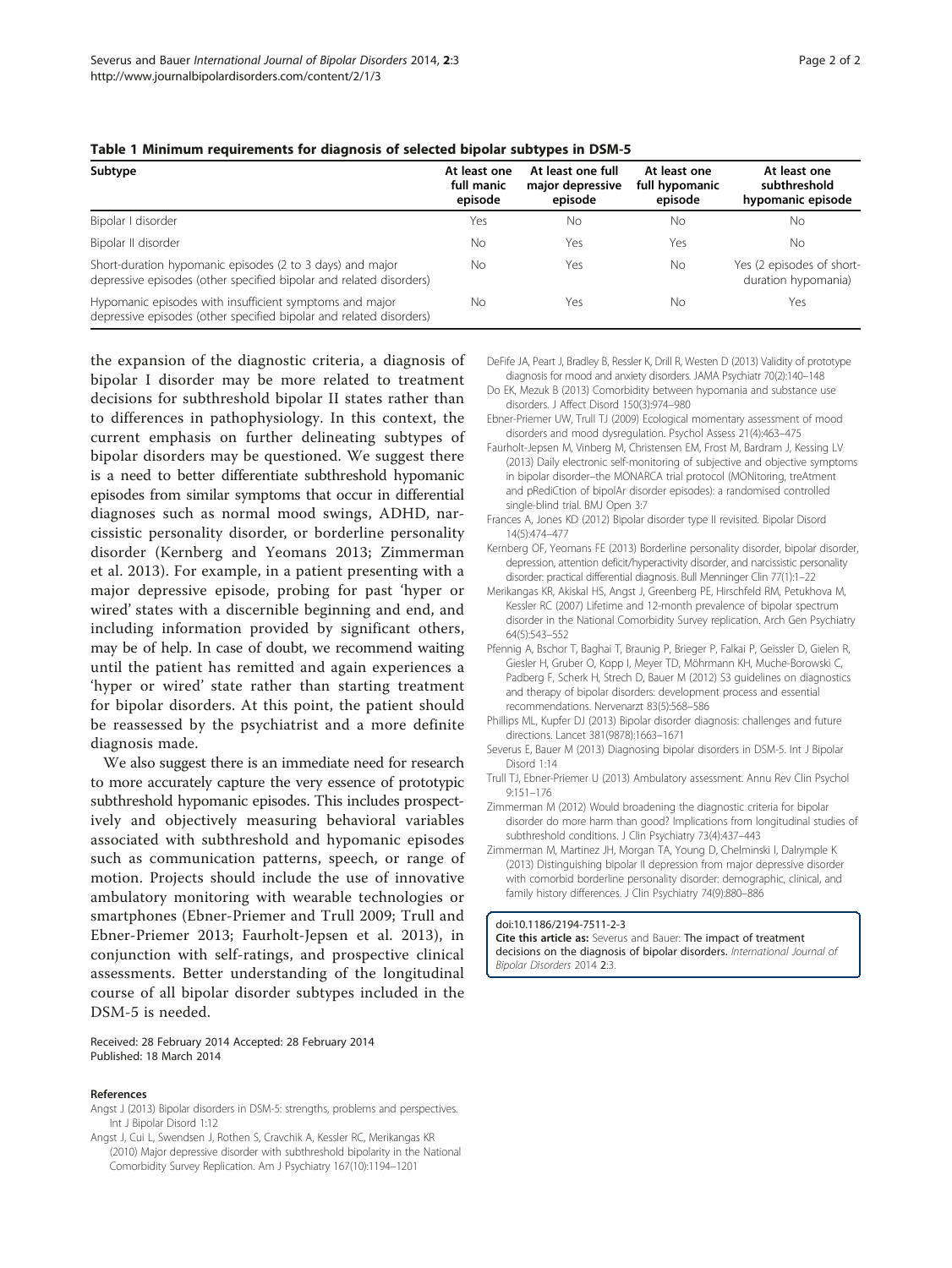**Table 1 Minimum requirements for diagnosis of selected bipolar subtypes in DSM-5**

| Subtype | At least one full manic episode | At least one full major depressive episode | At least one full hypomanic episode | At least one subthreshold hypomanic episode |
|---|---|---|---|---|
| Bipolar I disorder | Yes | No | No | No |
| Bipolar II disorder | No | Yes | Yes | No |
| Short-duration hypomanic episodes (2 to 3 days) and major depressive episodes (other specified bipolar and related disorders) | No | Yes | No | Yes (2 episodes of short-duration hypomania) |
| Hypomanic episodes with insufficient symptoms and major depressive episodes (other specified bipolar and related disorders) | No | Yes | No | Yes |

the expansion of the diagnostic criteria, a diagnosis of bipolar I disorder may be more related to treatment decisions for subthreshold bipolar II states rather than to differences in pathophysiology. In this context, the current emphasis on further delineating subtypes of bipolar disorders may be questioned. We suggest there is a need to better differentiate subthreshold hypomanic episodes from similar symptoms that occur in differential diagnoses such as normal mood swings, ADHD, narcissistic personality disorder, or borderline personality disorder (Kernberg and Yeomans 2013; Zimmerman et al. 2013). For example, in a patient presenting with a major depressive episode, probing for past 'hyper or wired' states with a discernible beginning and end, and including information provided by significant others, may be of help. In case of doubt, we recommend waiting until the patient has remitted and again experiences a 'hyper or wired' state rather than starting treatment for bipolar disorders. At this point, the patient should be reassessed by the psychiatrist and a more definite diagnosis made.

We also suggest there is an immediate need for research to more accurately capture the very essence of prototypic subthreshold hypomanic episodes. This includes prospectively and objectively measuring behavioral variables associated with subthreshold and hypomanic episodes such as communication patterns, speech, or range of motion. Projects should include the use of innovative ambulatory monitoring with wearable technologies or smartphones (Ebner-Priemer and Trull 2009; Trull and Ebner-Priemer 2013; Faurholt-Jepsen et al. 2013), in conjunction with self-ratings, and prospective clinical assessments. Better understanding of the longitudinal course of all bipolar disorder subtypes included in the DSM-5 is needed.

Received: 28 February 2014 Accepted: 28 February 2014
Published: 18 March 2014

### References

Angst J (2013) Bipolar disorders in DSM-5: strengths, problems and perspectives. Int J Bipolar Disord 1:12

Angst J, Cui L, Swendsen J, Rothen S, Cravchik A, Kessler RC, Merikangas KR (2010) Major depressive disorder with subthreshold bipolarity in the National Comorbidity Survey Replication. Am J Psychiatry 167(10):1194–1201

DeFife JA, Peart J, Bradley B, Ressler K, Drill R, Westen D (2013) Validity of prototype diagnosis for mood and anxiety disorders. JAMA Psychiatr 70(2):140–148

Do EK, Mezuk B (2013) Comorbidity between hypomania and substance use disorders. J Affect Disord 150(3):974–980

Ebner-Priemer UW, Trull TJ (2009) Ecological momentary assessment of mood disorders and mood dysregulation. Psychol Assess 21(4):463–475

Faurholt-Jepsen M, Vinberg M, Christensen EM, Frost M, Bardram J, Kessing LV (2013) Daily electronic self-monitoring of subjective and objective symptoms in bipolar disorder–the MONARCA trial protocol (MONitoring, treAtment and pRediCtion of bipolAr disorder episodes): a randomised controlled single-blind trial. BMJ Open 3:7

Frances A, Jones KD (2012) Bipolar disorder type II revisited. Bipolar Disord 14(5):474–477

Kernberg OF, Yeomans FE (2013) Borderline personality disorder, bipolar disorder, depression, attention deficit/hyperactivity disorder, and narcissistic personality disorder: practical differential diagnosis. Bull Menninger Clin 77(1):1–22

Merikangas KR, Akiskal HS, Angst J, Greenberg PE, Hirschfeld RM, Petukhova M, Kessler RC (2007) Lifetime and 12-month prevalence of bipolar spectrum disorder in the National Comorbidity Survey replication. Arch Gen Psychiatry 64(5):543–552

Pfennig A, Bschor T, Baghai T, Braunig P, Brieger P, Falkai P, Geissler D, Gielen R, Giesler H, Gruber O, Kopp I, Meyer TD, Möhrmann KH, Muche-Borowski C, Padberg F, Scherk H, Strech D, Bauer M (2012) S3 guidelines on diagnostics and therapy of bipolar disorders: development process and essential recommendations. Nervenarzt 83(5):568–586

Phillips ML, Kupfer DJ (2013) Bipolar disorder diagnosis: challenges and future directions. Lancet 381(9878):1663–1671

Severus E, Bauer M (2013) Diagnosing bipolar disorders in DSM-5. Int J Bipolar Disord 1:14

Trull TJ, Ebner-Priemer U (2013) Ambulatory assessment. Annu Rev Clin Psychol 9:151–176

Zimmerman M (2012) Would broadening the diagnostic criteria for bipolar disorder do more harm than good? Implications from longitudinal studies of subthreshold conditions. J Clin Psychiatry 73(4):437–443

Zimmerman M, Martinez JH, Morgan TA, Young D, Chelminski I, Dalrymple K (2013) Distinguishing bipolar II depression from major depressive disorder with comorbid borderline personality disorder: demographic, clinical, and family history differences. J Clin Psychiatry 74(9):880–886

doi:10.1186/2194-7511-2-3
**Cite this article as:** Severus and Bauer: **The impact of treatment decisions on the diagnosis of bipolar disorders.** *International Journal of Bipolar Disorders* 2014 **2**:3.